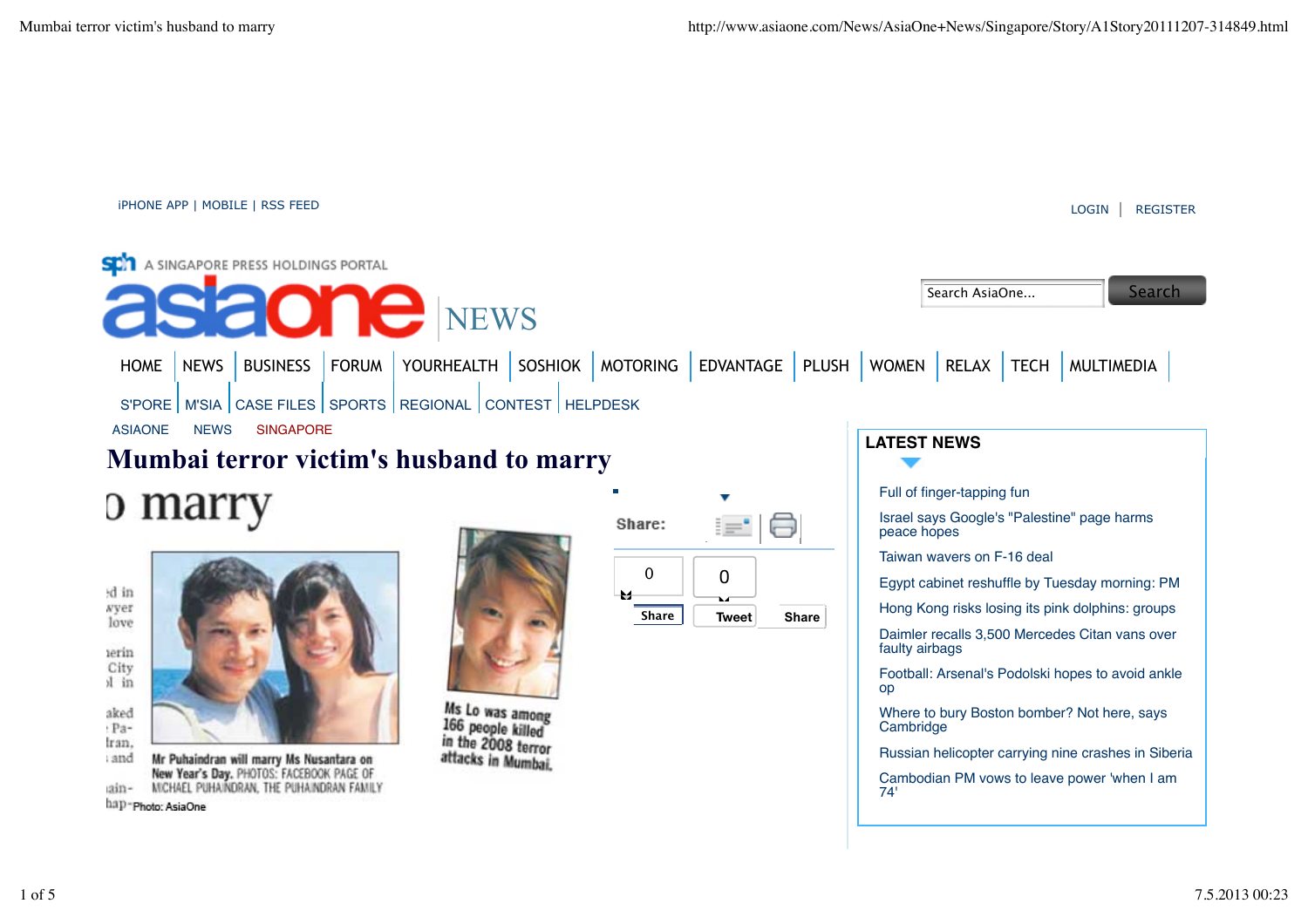iPHONE APP | MOBILE | RSS FEED

LOGIN | REGISTER

A SINGAPORE PRESS HOLDINGS PORTAL

asiaone NEWS

Search AsiaOne... Search

HOME | NEWS | BUSINESS | FORUM | YOURHEALTH | SOSHIOK | MOTORING | EDVANTAGE | PLUSH | WOMEN | RELAX | TECH | MULTIMEDIA

S'PORE | M'SIA | CASE FILES | SPORTS | REGIONAL | CONTEST | HELPDESK

ASIAONE NEWS SINGAPORE

# Mumbai terror victim's husband to marry

Mr Puhaindran will marry Ms Nusantara on New Year's Day. PHOTOS: FACEBOOK PAGE OF MICHAEL PUHAINDRAN, THE PUHAINDRAN FAMILY

Ms Lo was among 166 people killed in the 2008 terror attacks in Mumbai.

Photo: AsiaOne

Share:

0 Share | 0 Tweet | Share

## LATEST NEWS

- Full of finger-tapping fun
- Israel says Google's "Palestine" page harms peace hopes
- Taiwan wavers on F-16 deal
- Egypt cabinet reshuffle by Tuesday morning: PM
- Hong Kong risks losing its pink dolphins: groups
- Daimler recalls 3,500 Mercedes Citan vans over faulty airbags
- Football: Arsenal's Podolski hopes to avoid ankle op
- Where to bury Boston bomber? Not here, says Cambridge
- Russian helicopter carrying nine crashes in Siberia
- Cambodian PM vows to leave power 'when I am 74'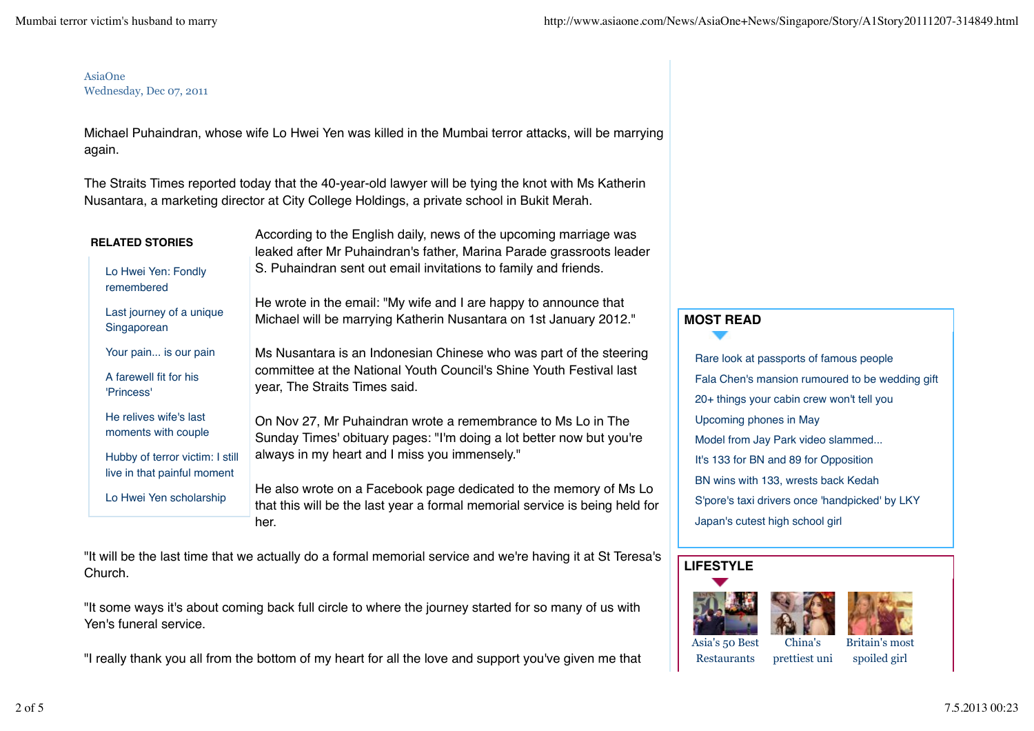AsiaOne
Wednesday, Dec 07, 2011

Michael Puhaindran, whose wife Lo Hwei Yen was killed in the Mumbai terror attacks, will be marrying again.

The Straits Times reported today that the 40-year-old lawyer will be tying the knot with Ms Katherin Nusantara, a marketing director at City College Holdings, a private school in Bukit Merah.

**RELATED STORIES**

- Lo Hwei Yen: Fondly remembered
- Last journey of a unique Singaporean
- Your pain... is our pain
- A farewell fit for his 'Princess'
- He relives wife's last moments with couple
- Hubby of terror victim: I still live in that painful moment
- Lo Hwei Yen scholarship

According to the English daily, news of the upcoming marriage was leaked after Mr Puhaindran's father, Marina Parade grassroots leader S. Puhaindran sent out email invitations to family and friends.

He wrote in the email: "My wife and I are happy to announce that Michael will be marrying Katherin Nusantara on 1st January 2012."

Ms Nusantara is an Indonesian Chinese who was part of the steering committee at the National Youth Council's Shine Youth Festival last year, The Straits Times said.

On Nov 27, Mr Puhaindran wrote a remembrance to Ms Lo in The Sunday Times' obituary pages: "I'm doing a lot better now but you're always in my heart and I miss you immensely."

He also wrote on a Facebook page dedicated to the memory of Ms Lo that this will be the last year a formal memorial service is being held for her.

"It will be the last time that we actually do a formal memorial service and we're having it at St Teresa's Church.

"It some ways it's about coming back full circle to where the journey started for so many of us with Yen's funeral service.

"I really thank you all from the bottom of my heart for all the love and support you've given me that

**MOST READ**

- Rare look at passports of famous people
- Fala Chen's mansion rumoured to be wedding gift
- 20+ things your cabin crew won't tell you
- Upcoming phones in May
- Model from Jay Park video slammed...
- It's 133 for BN and 89 for Opposition
- BN wins with 133, wrests back Kedah
- S'pore's taxi drivers once 'handpicked' by LKY
- Japan's cutest high school girl

**LIFESTYLE**

- Asia's 50 Best Restaurants
- China's prettiest uni
- Britain's most spoiled girl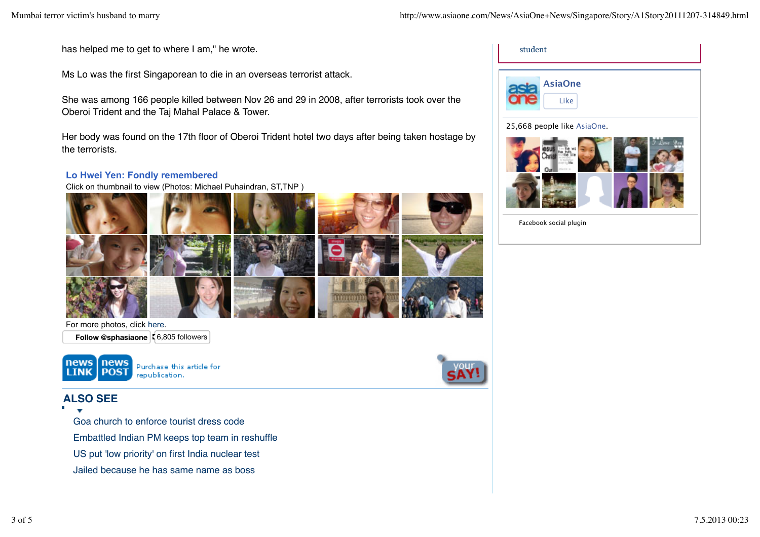has helped me to get to where I am," he wrote.

Ms Lo was the first Singaporean to die in an overseas terrorist attack.

She was among 166 people killed between Nov 26 and 29 in 2008, after terrorists took over the Oberoi Trident and the Taj Mahal Palace & Tower.

Her body was found on the 17th floor of Oberoi Trident hotel two days after being taken hostage by the terrorists.

### Lo Hwei Yen: Fondly remembered

Click on thumbnail to view (Photos: Michael Puhaindran, ST,TNP )

For more photos, click here.

Follow @sphasiaone 6,805 followers

Purchase this article for republication.

## ALSO SEE

- Goa church to enforce tourist dress code
- Embattled Indian PM keeps top team in reshuffle
- US put 'low priority' on first India nuclear test
- Jailed because he has same name as boss

student

AsiaOne

Like

25,668 people like AsiaOne.

Facebook social plugin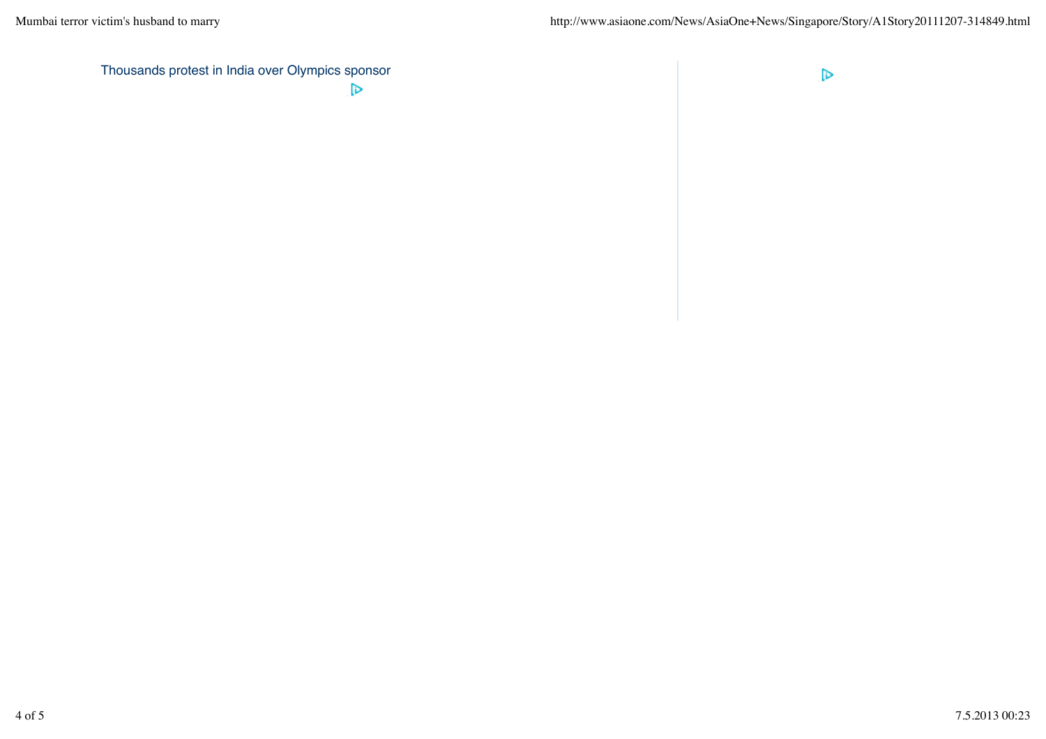Thousands protest in India over Olympics sponsor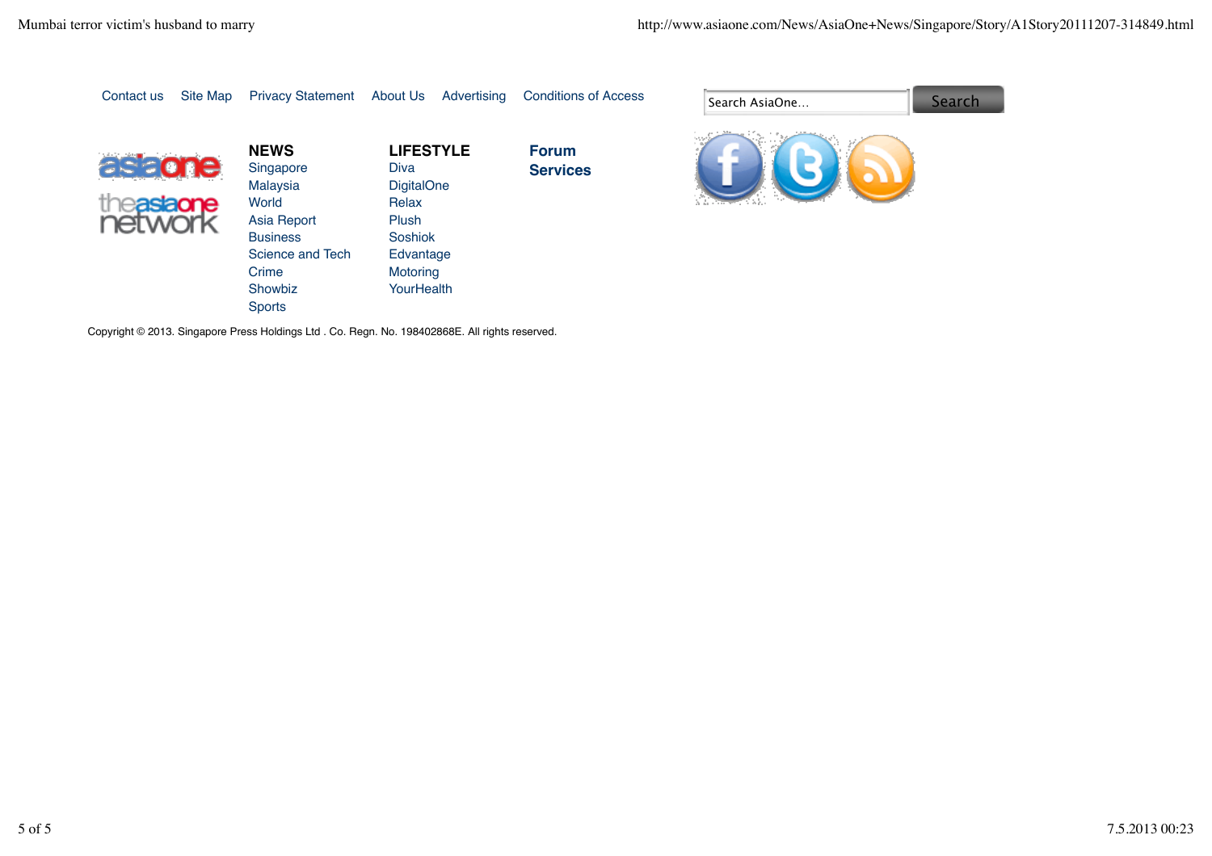Contact us Site Map Privacy Statement About Us Advertising Conditions of Access

Search AsiaOne... Search

**NEWS**
- Singapore
- Malaysia
- World
- Asia Report
- Business
- Science and Tech
- Crime
- Showbiz
- Sports

**LIFESTYLE**
- Diva
- DigitalOne
- Relax
- Plush
- Soshiok
- Edvantage
- Motoring
- YourHealth

**Forum**

**Services**

Copyright © 2013. Singapore Press Holdings Ltd . Co. Regn. No. 198402868E. All rights reserved.